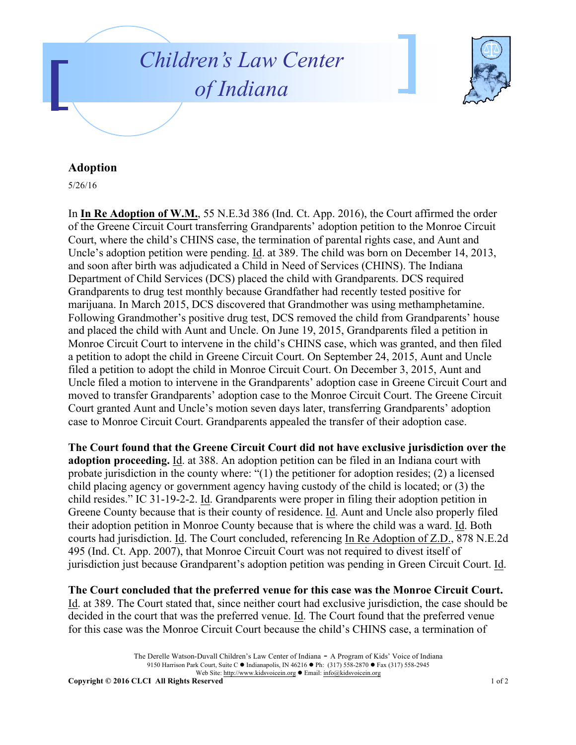# Children's Law Center of Indiana

## Adoption

5/26/16

In **In Re Adoption of W.M.**, 55 N.E.3d 386 (Ind. Ct. App. 2016), the Court affirmed the order of the Greene Circuit Court transferring Grandparents' adoption petition to the Monroe Circuit Court, where the child's CHINS case, the termination of parental rights case, and Aunt and Uncle's adoption petition were pending. Id. at 389. The child was born on December 14, 2013, and soon after birth was adjudicated a Child in Need of Services (CHINS). The Indiana Department of Child Services (DCS) placed the child with Grandparents. DCS required Grandparents to drug test monthly because Grandfather had recently tested positive for marijuana. In March 2015, DCS discovered that Grandmother was using methamphetamine. Following Grandmother's positive drug test, DCS removed the child from Grandparents' house and placed the child with Aunt and Uncle. On June 19, 2015, Grandparents filed a petition in Monroe Circuit Court to intervene in the child's CHINS case, which was granted, and then filed a petition to adopt the child in Greene Circuit Court. On September 24, 2015, Aunt and Uncle filed a petition to adopt the child in Monroe Circuit Court. On December 3, 2015, Aunt and Uncle filed a motion to intervene in the Grandparents' adoption case in Greene Circuit Court and moved to transfer Grandparents' adoption case to the Monroe Circuit Court. The Greene Circuit Court granted Aunt and Uncle's motion seven days later, transferring Grandparents' adoption case to Monroe Circuit Court. Grandparents appealed the transfer of their adoption case.

**The Court found that the Greene Circuit Court did not have exclusive jurisdiction over the adoption proceeding.** Id. at 388. An adoption petition can be filed in an Indiana court with probate jurisdiction in the county where: "(1) the petitioner for adoption resides; (2) a licensed child placing agency or government agency having custody of the child is located; or (3) the child resides." IC 31-19-2-2. Id. Grandparents were proper in filing their adoption petition in Greene County because that is their county of residence. Id. Aunt and Uncle also properly filed their adoption petition in Monroe County because that is where the child was a ward. Id. Both courts had jurisdiction. Id. The Court concluded, referencing In Re Adoption of Z.D., 878 N.E.2d 495 (Ind. Ct. App. 2007), that Monroe Circuit Court was not required to divest itself of jurisdiction just because Grandparent's adoption petition was pending in Green Circuit Court. Id.

**The Court concluded that the preferred venue for this case was the Monroe Circuit Court.** Id. at 389. The Court stated that, since neither court had exclusive jurisdiction, the case should be decided in the court that was the preferred venue. Id. The Court found that the preferred venue for this case was the Monroe Circuit Court because the child's CHINS case, a termination of

The Derelle Watson-Duvall Children's Law Center of Indiana - A Program of Kids' Voice of Indiana
9150 Harrison Park Court, Suite C ● Indianapolis, IN 46216 ● Ph: (317) 558-2870 ● Fax (317) 558-2945
Web Site: http://www.kidsvoicein.org ● Email: info@kidsvoicein.org

**Copyright © 2016 CLCI All Rights Reserved**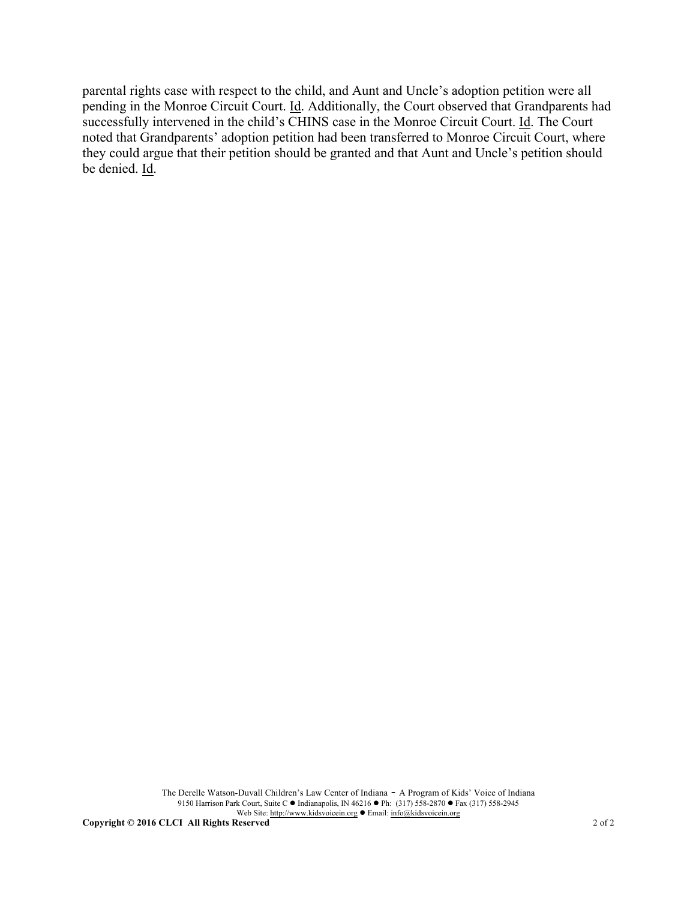parental rights case with respect to the child, and Aunt and Uncle's adoption petition were all pending in the Monroe Circuit Court. Id. Additionally, the Court observed that Grandparents had successfully intervened in the child's CHINS case in the Monroe Circuit Court. Id. The Court noted that Grandparents' adoption petition had been transferred to Monroe Circuit Court, where they could argue that their petition should be granted and that Aunt and Uncle's petition should be denied. Id.